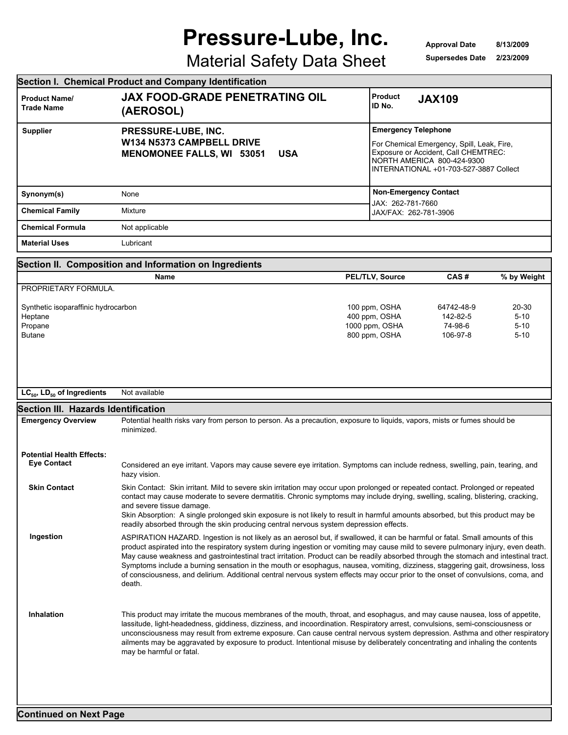# Pressure-Lube, Inc.

## Material Safety Data Sheet

**Approval Date** 8/13/2009
**Supersedes Date** 2/23/2009

## Section I. Chemical Product and Company Identification

| | | | |
|---|---|---|---|
| **Product Name/ Trade Name** | **JAX FOOD-GRADE PENETRATING OIL (AEROSOL)** | **Product ID No.** | **JAX109** |
| **Supplier** | **PRESSURE-LUBE, INC.**<br>**W134 N5373 CAMPBELL DRIVE**<br>**MENOMONEE FALLS, WI 53051 USA** | **Emergency Telephone** | For Chemical Emergency, Spill, Leak, Fire, Exposure or Accident, Call CHEMTREC:<br>NORTH AMERICA 800-424-9300<br>INTERNATIONAL +01-703-527-3887 Collect |
| **Synonym(s)** | None | **Non-Emergency Contact** | JAX: 262-781-7660<br>JAX/FAX: 262-781-3906 |
| **Chemical Family** | Mixture | | |
| **Chemical Formula** | Not applicable | | |
| **Material Uses** | Lubricant | | |

## Section II. Composition and Information on Ingredients

| Name | PEL/TLV, Source | CAS # | % by Weight |
|---|---|---|---|
| PROPRIETARY FORMULA. | | | |
| Synthetic isoparaffinic hydrocarbon | 100 ppm, OSHA | 64742-48-9 | 20-30 |
| Heptane | 400 ppm, OSHA | 142-82-5 | 5-10 |
| Propane | 1000 ppm, OSHA | 74-98-6 | 5-10 |
| Butane | 800 ppm, OSHA | 106-97-8 | 5-10 |

**$LC_{50}$, $LD_{50}$ of Ingredients** Not available

## Section III. Hazards Identification

**Emergency Overview**

Potential health risks vary from person to person. As a precaution, exposure to liquids, vapors, mists or fumes should be minimized.

**Potential Health Effects:**

**Eye Contact**

Considered an eye irritant. Vapors may cause severe eye irritation. Symptoms can include redness, swelling, pain, tearing, and hazy vision.

**Skin Contact**

Skin Contact: Skin irritant. Mild to severe skin irritation may occur upon prolonged or repeated contact. Prolonged or repeated contact may cause moderate to severe dermatitis. Chronic symptoms may include drying, swelling, scaling, blistering, cracking, and severe tissue damage.
Skin Absorption: A single prolonged skin exposure is not likely to result in harmful amounts absorbed, but this product may be readily absorbed through the skin producing central nervous system depression effects.

**Ingestion**

ASPIRATION HAZARD. Ingestion is not likely as an aerosol but, if swallowed, it can be harmful or fatal. Small amounts of this product aspirated into the respiratory system during ingestion or vomiting may cause mild to severe pulmonary injury, even death. May cause weakness and gastrointestinal tract irritation. Product can be readily absorbed through the stomach and intestinal tract. Symptoms include a burning sensation in the mouth or esophagus, nausea, vomiting, dizziness, staggering gait, drowsiness, loss of consciousness, and delirium. Additional central nervous system effects may occur prior to the onset of convulsions, coma, and death.

**Inhalation**

This product may irritate the mucous membranes of the mouth, throat, and esophagus, and may cause nausea, loss of appetite, lassitude, light-headedness, giddiness, dizziness, and incoordination. Respiratory arrest, convulsions, semi-consciousness or unconsciousness may result from extreme exposure. Can cause central nervous system depression. Asthma and other respiratory ailments may be aggravated by exposure to product. Intentional misuse by deliberately concentrating and inhaling the contents may be harmful or fatal.

**Continued on Next Page**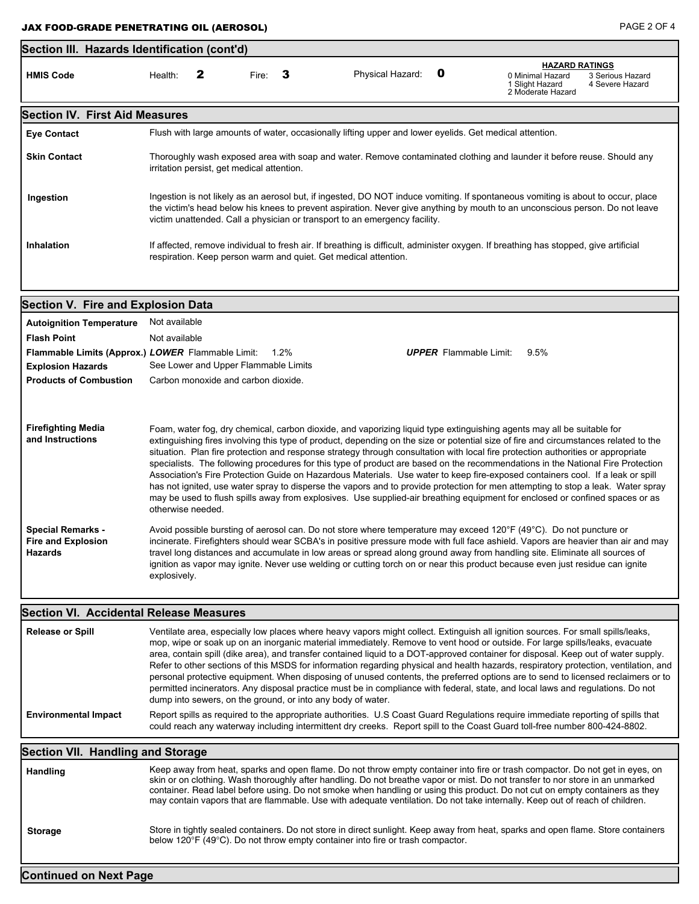## Section III. Hazards Identification (cont'd)

| HMIS Code | Health: | 2 | Fire: | 3 | Physical Hazard: | 0 | HAZARD RATINGS |
|---|---|---|---|---|---|---|---|
| | | | | | | | 0 Minimal Hazard, 1 Slight Hazard, 2 Moderate Hazard, 3 Serious Hazard, 4 Severe Hazard |

## Section IV. First Aid Measures

**Eye Contact**
Flush with large amounts of water, occasionally lifting upper and lower eyelids. Get medical attention.

**Skin Contact**
Thoroughly wash exposed area with soap and water. Remove contaminated clothing and launder it before reuse. Should any irritation persist, get medical attention.

**Ingestion**
Ingestion is not likely as an aerosol but, if ingested, DO NOT induce vomiting. If spontaneous vomiting is about to occur, place the victim's head below his knees to prevent aspiration. Never give anything by mouth to an unconscious person. Do not leave victim unattended. Call a physician or transport to an emergency facility.

**Inhalation**
If affected, remove individual to fresh air. If breathing is difficult, administer oxygen. If breathing has stopped, give artificial respiration. Keep person warm and quiet. Get medical attention.

## Section V. Fire and Explosion Data

**Autoignition Temperature** Not available

**Flash Point** Not available

**Flammable Limits (Approx.)** ***LOWER*** Flammable Limit: 1.2% ***UPPER*** Flammable Limit: 9.5%

**Explosion Hazards** See Lower and Upper Flammable Limits

**Products of Combustion** Carbon monoxide and carbon dioxide.

**Firefighting Media and Instructions**
Foam, water fog, dry chemical, carbon dioxide, and vaporizing liquid type extinguishing agents may all be suitable for extinguishing fires involving this type of product, depending on the size or potential size of fire and circumstances related to the situation. Plan fire protection and response strategy through consultation with local fire protection authorities or appropriate specialists. The following procedures for this type of product are based on the recommendations in the National Fire Protection Association's Fire Protection Guide on Hazardous Materials. Use water to keep fire-exposed containers cool. If a leak or spill has not ignited, use water spray to disperse the vapors and to provide protection for men attempting to stop a leak. Water spray may be used to flush spills away from explosives. Use supplied-air breathing equipment for enclosed or confined spaces or as otherwise needed.

**Special Remarks - Fire and Explosion Hazards**
Avoid possible bursting of aerosol can. Do not store where temperature may exceed 120°F (49°C). Do not puncture or incinerate. Firefighters should wear SCBA's in positive pressure mode with full face ashield. Vapors are heavier than air and may travel long distances and accumulate in low areas or spread along ground away from handling site. Eliminate all sources of ignition as vapor may ignite. Never use welding or cutting torch on or near this product because even just residue can ignite explosively.

## Section VI. Accidental Release Measures

**Release or Spill**
Ventilate area, especially low places where heavy vapors might collect. Extinguish all ignition sources. For small spills/leaks, mop, wipe or soak up on an inorganic material immediately. Remove to vent hood or outside. For large spills/leaks, evacuate area, contain spill (dike area), and transfer contained liquid to a DOT-approved container for disposal. Keep out of water supply. Refer to other sections of this MSDS for information regarding physical and health hazards, respiratory protection, ventilation, and personal protective equipment. When disposing of unused contents, the preferred options are to send to licensed reclaimers or to permitted incinerators. Any disposal practice must be in compliance with federal, state, and local laws and regulations. Do not dump into sewers, on the ground, or into any body of water.

**Environmental Impact**
Report spills as required to the appropriate authorities. U.S Coast Guard Regulations require immediate reporting of spills that could reach any waterway including intermittent dry creeks. Report spill to the Coast Guard toll-free number 800-424-8802.

## Section VII. Handling and Storage

**Handling**
Keep away from heat, sparks and open flame. Do not throw empty container into fire or trash compactor. Do not get in eyes, on skin or on clothing. Wash thoroughly after handling. Do not breathe vapor or mist. Do not transfer to nor store in an unmarked container. Read label before using. Do not smoke when handling or using this product. Do not cut on empty containers as they may contain vapors that are flammable. Use with adequate ventilation. Do not take internally. Keep out of reach of children.

**Storage**
Store in tightly sealed containers. Do not store in direct sunlight. Keep away from heat, sparks and open flame. Store containers below 120°F (49°C). Do not throw empty container into fire or trash compactor.

**Continued on Next Page**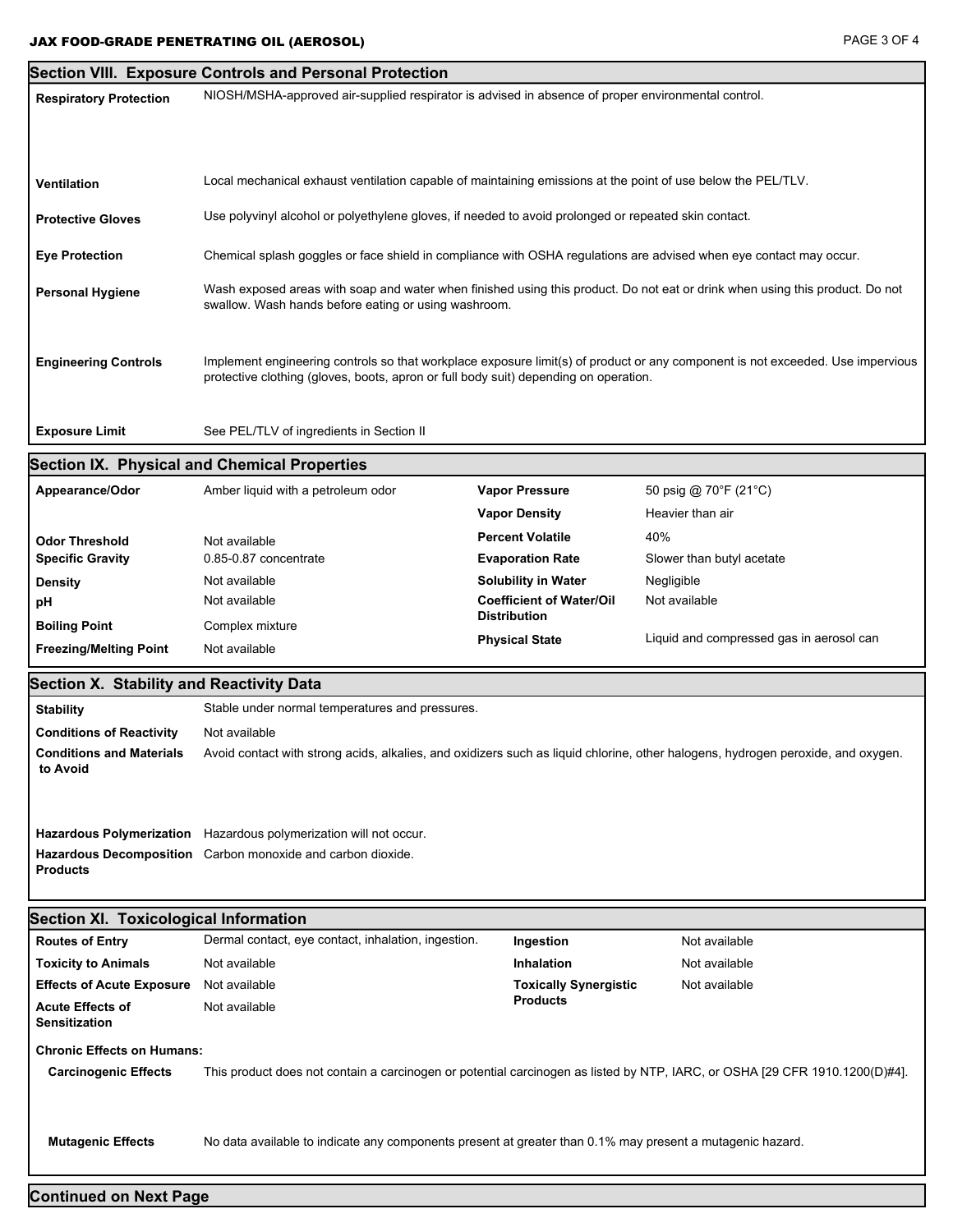## Section VIII. Exposure Controls and Personal Protection

| | |
|---|---|
| **Respiratory Protection** | NIOSH/MSHA-approved air-supplied respirator is advised in absence of proper environmental control. |
| **Ventilation** | Local mechanical exhaust ventilation capable of maintaining emissions at the point of use below the PEL/TLV. |
| **Protective Gloves** | Use polyvinyl alcohol or polyethylene gloves, if needed to avoid prolonged or repeated skin contact. |
| **Eye Protection** | Chemical splash goggles or face shield in compliance with OSHA regulations are advised when eye contact may occur. |
| **Personal Hygiene** | Wash exposed areas with soap and water when finished using this product. Do not eat or drink when using this product. Do not swallow. Wash hands before eating or using washroom. |
| **Engineering Controls** | Implement engineering controls so that workplace exposure limit(s) of product or any component is not exceeded. Use impervious protective clothing (gloves, boots, apron or full body suit) depending on operation. |
| **Exposure Limit** | See PEL/TLV of ingredients in Section II |

## Section IX. Physical and Chemical Properties

| | | | |
|---|---|---|---|
| **Appearance/Odor** | Amber liquid with a petroleum odor | **Vapor Pressure** | 50 psig @ 70°F (21°C) |
| | | **Vapor Density** | Heavier than air |
| **Odor Threshold** | Not available | **Percent Volatile** | 40% |
| **Specific Gravity** | 0.85-0.87 concentrate | **Evaporation Rate** | Slower than butyl acetate |
| **Density** | Not available | **Solubility in Water** | Negligible |
| **pH** | Not available | **Coefficient of Water/Oil Distribution** | Not available |
| **Boiling Point** | Complex mixture | **Physical State** | Liquid and compressed gas in aerosol can |
| **Freezing/Melting Point** | Not available | | |

## Section X. Stability and Reactivity Data

| | |
|---|---|
| **Stability** | Stable under normal temperatures and pressures. |
| **Conditions of Reactivity** | Not available |
| **Conditions and Materials to Avoid** | Avoid contact with strong acids, alkalies, and oxidizers such as liquid chlorine, other halogens, hydrogen peroxide, and oxygen. |
| **Hazardous Polymerization** | Hazardous polymerization will not occur. |
| **Hazardous Decomposition Products** | Carbon monoxide and carbon dioxide. |

## Section XI. Toxicological Information

| | | | |
|---|---|---|---|
| **Routes of Entry** | Dermal contact, eye contact, inhalation, ingestion. | **Ingestion** | Not available |
| **Toxicity to Animals** | Not available | **Inhalation** | Not available |
| **Effects of Acute Exposure** | Not available | **Toxically Synergistic Products** | Not available |
| **Acute Effects of Sensitization** | Not available | | |

**Chronic Effects on Humans:**

| | |
|---|---|
| **Carcinogenic Effects** | This product does not contain a carcinogen or potential carcinogen as listed by NTP, IARC, or OSHA [29 CFR 1910.1200(D)#4]. |
| **Mutagenic Effects** | No data available to indicate any components present at greater than 0.1% may present a mutagenic hazard. |

**Continued on Next Page**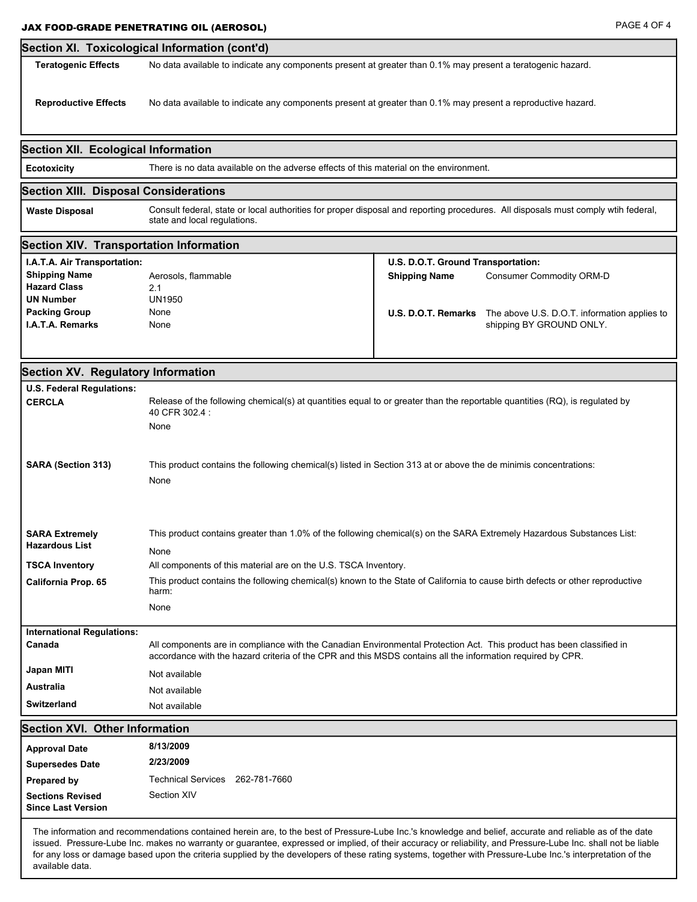## Section XI. Toxicological Information (cont'd)

| | |
|---|---|
| **Teratogenic Effects** | No data available to indicate any components present at greater than 0.1% may present a teratogenic hazard. |
| **Reproductive Effects** | No data available to indicate any components present at greater than 0.1% may present a reproductive hazard. |

## Section XII. Ecological Information

| | |
|---|---|
| **Ecotoxicity** | There is no data available on the adverse effects of this material on the environment. |

## Section XIII. Disposal Considerations

| | |
|---|---|
| **Waste Disposal** | Consult federal, state or local authorities for proper disposal and reporting procedures. All disposals must comply wtih federal, state and local regulations. |

## Section XIV. Transportation Information

**I.A.T.A. Air Transportation:**

| | |
|---|---|
| **Shipping Name** | Aerosols, flammable |
| **Hazard Class** | 2.1 |
| **UN Number** | UN1950 |
| **Packing Group** | None |
| **I.A.T.A. Remarks** | None |

**U.S. D.O.T. Ground Transportation:**

| | |
|---|---|
| **Shipping Name** | Consumer Commodity ORM-D |
| **U.S. D.O.T. Remarks** | The above U.S. D.O.T. information applies to shipping BY GROUND ONLY. |

## Section XV. Regulatory Information

**U.S. Federal Regulations:**

| | |
|---|---|
| **CERCLA** | Release of the following chemical(s) at quantities equal to or greater than the reportable quantities (RQ), is regulated by 40 CFR 302.4 :<br>None |
| **SARA (Section 313)** | This product contains the following chemical(s) listed in Section 313 at or above the de minimis concentrations:<br>None |
| **SARA Extremely Hazardous List** | This product contains greater than 1.0% of the following chemical(s) on the SARA Extremely Hazardous Substances List:<br>None |
| **TSCA Inventory** | All components of this material are on the U.S. TSCA Inventory. |
| **California Prop. 65** | This product contains the following chemical(s) known to the State of California to cause birth defects or other reproductive harm:<br>None |

**International Regulations:**

| | |
|---|---|
| **Canada** | All components are in compliance with the Canadian Environmental Protection Act. This product has been classified in accordance with the hazard criteria of the CPR and this MSDS contains all the information required by CPR. |
| **Japan MITI** | Not available |
| **Australia** | Not available |
| **Switzerland** | Not available |

## Section XVI. Other Information

| | |
|---|---|
| **Approval Date** | **8/13/2009** |
| **Supersedes Date** | **2/23/2009** |
| **Prepared by** | Technical Services 262-781-7660 |
| **Sections Revised Since Last Version** | Section XIV |

The information and recommendations contained herein are, to the best of Pressure-Lube Inc.'s knowledge and belief, accurate and reliable as of the date issued. Pressure-Lube Inc. makes no warranty or guarantee, expressed or implied, of their accuracy or reliability, and Pressure-Lube Inc. shall not be liable for any loss or damage based upon the criteria supplied by the developers of these rating systems, together with Pressure-Lube Inc.'s interpretation of the available data.